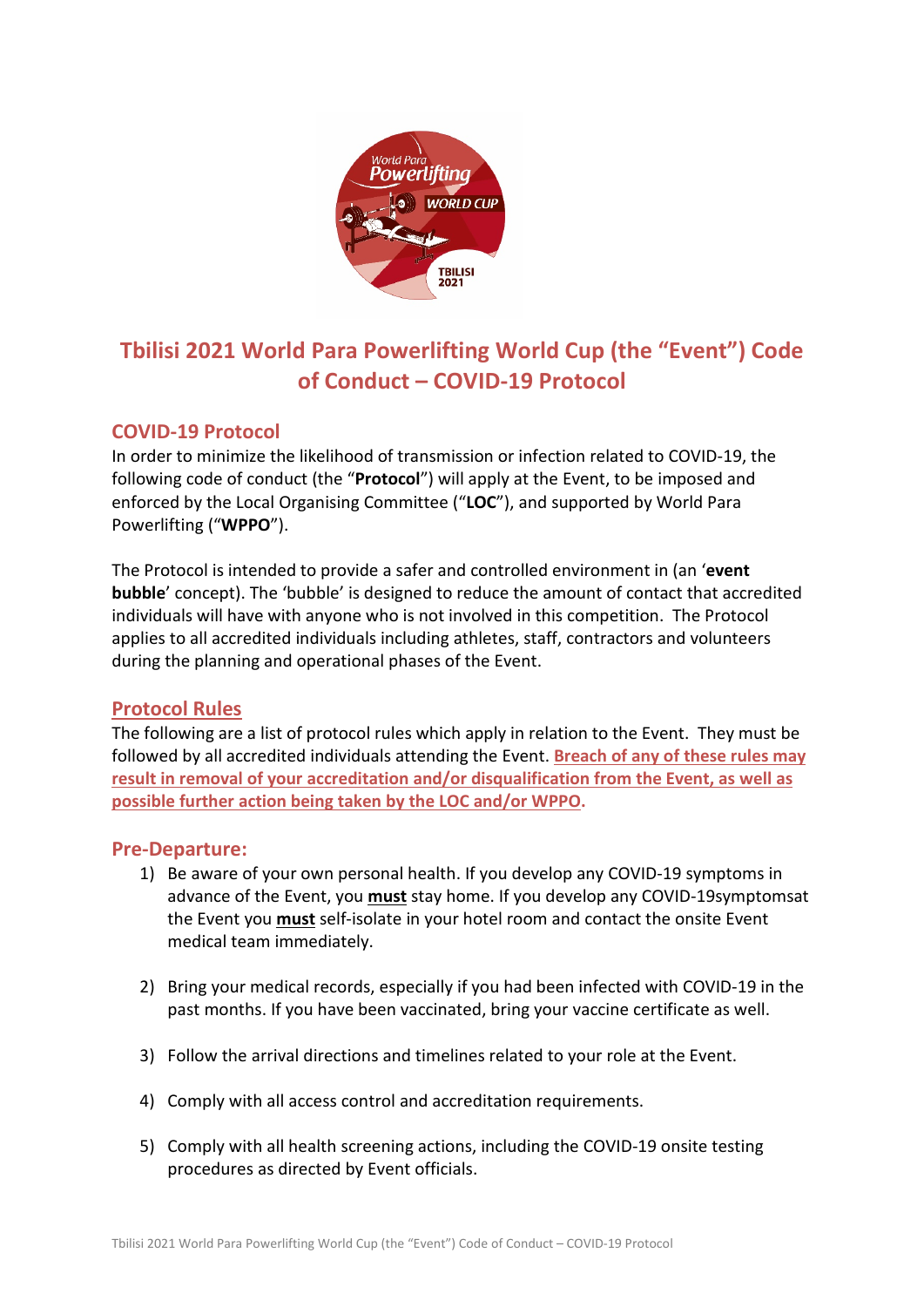# Tbilisi 2021 World Para Powerlifting World Cup (the "Event") Code of Conduct – COVID-19 Protocol

## COVID-19 Protocol

In order to minimize the likelihood of transmission or infection related to COVID-19, the following code of conduct (the "**Protocol**") will apply at the Event, to be imposed and enforced by the Local Organising Committee ("**LOC**"), and supported by World Para Powerlifting ("**WPPO**").

The Protocol is intended to provide a safer and controlled environment in (an '**event bubble**' concept). The 'bubble' is designed to reduce the amount of contact that accredited individuals will have with anyone who is not involved in this competition. The Protocol applies to all accredited individuals including athletes, staff, contractors and volunteers during the planning and operational phases of the Event.

## Protocol Rules

The following are a list of protocol rules which apply in relation to the Event. They must be followed by all accredited individuals attending the Event. **Breach of any of these rules may result in removal of your accreditation and/or disqualification from the Event, as well as possible further action being taken by the LOC and/or WPPO.**

## Pre-Departure:

1) Be aware of your own personal health. If you develop any COVID-19 symptoms in advance of the Event, you **must** stay home. If you develop any COVID-19symptomsat the Event you **must** self-isolate in your hotel room and contact the onsite Event medical team immediately.

2) Bring your medical records, especially if you had been infected with COVID-19 in the past months. If you have been vaccinated, bring your vaccine certificate as well.

3) Follow the arrival directions and timelines related to your role at the Event.

4) Comply with all access control and accreditation requirements.

5) Comply with all health screening actions, including the COVID-19 onsite testing procedures as directed by Event officials.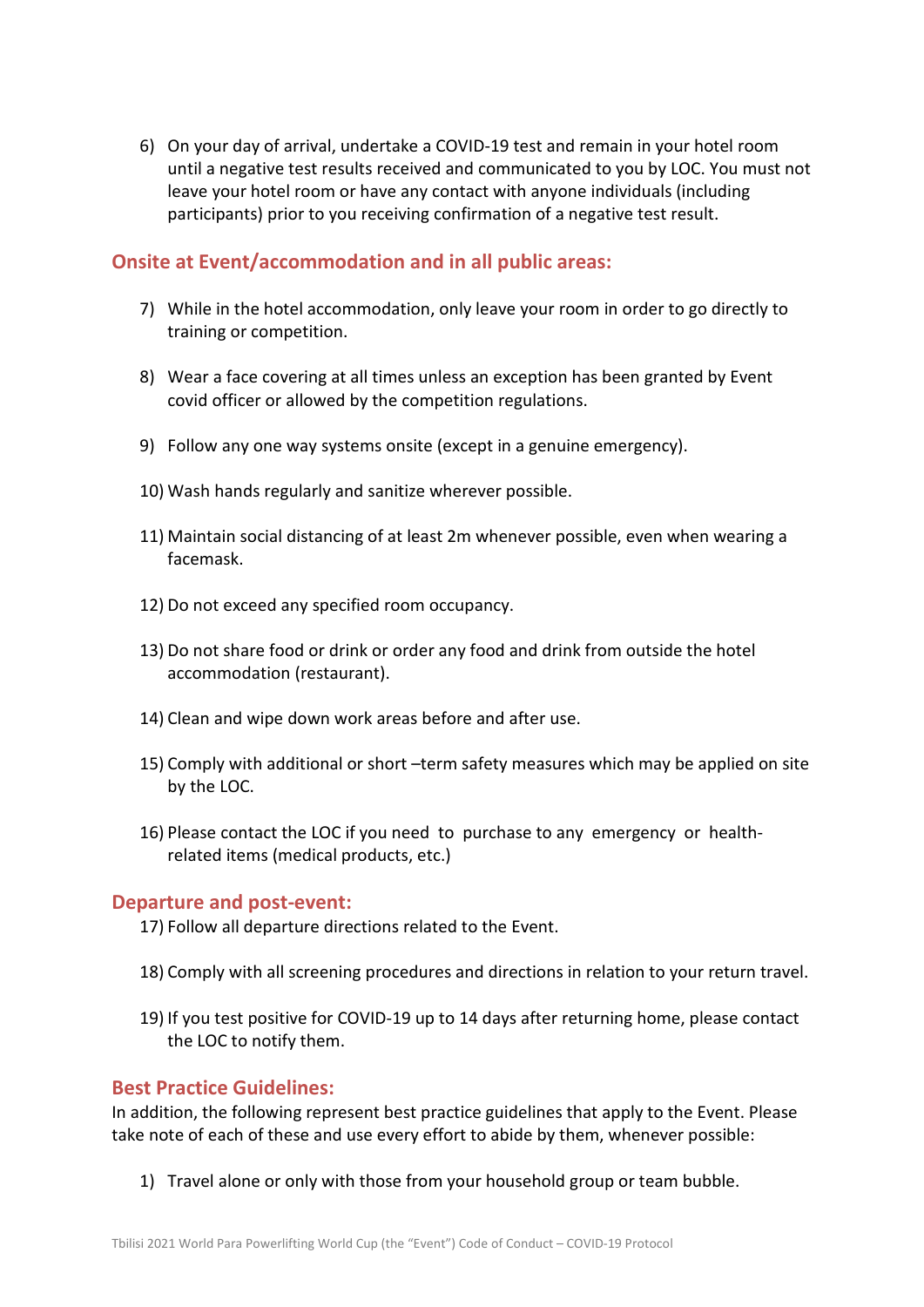6) On your day of arrival, undertake a COVID-19 test and remain in your hotel room until a negative test results received and communicated to you by LOC. You must not leave your hotel room or have any contact with anyone individuals (including participants) prior to you receiving confirmation of a negative test result.

## Onsite at Event/accommodation and in all public areas:

7) While in the hotel accommodation, only leave your room in order to go directly to training or competition.

8) Wear a face covering at all times unless an exception has been granted by Event covid officer or allowed by the competition regulations.

9) Follow any one way systems onsite (except in a genuine emergency).

10) Wash hands regularly and sanitize wherever possible.

11) Maintain social distancing of at least 2m whenever possible, even when wearing a facemask.

12) Do not exceed any specified room occupancy.

13) Do not share food or drink or order any food and drink from outside the hotel accommodation (restaurant).

14) Clean and wipe down work areas before and after use.

15) Comply with additional or short –term safety measures which may be applied on site by the LOC.

16) Please contact the LOC if you need to purchase to any emergency or health-related items (medical products, etc.)

## Departure and post-event:

17) Follow all departure directions related to the Event.

18) Comply with all screening procedures and directions in relation to your return travel.

19) If you test positive for COVID-19 up to 14 days after returning home, please contact the LOC to notify them.

## Best Practice Guidelines:

In addition, the following represent best practice guidelines that apply to the Event. Please take note of each of these and use every effort to abide by them, whenever possible:

1) Travel alone or only with those from your household group or team bubble.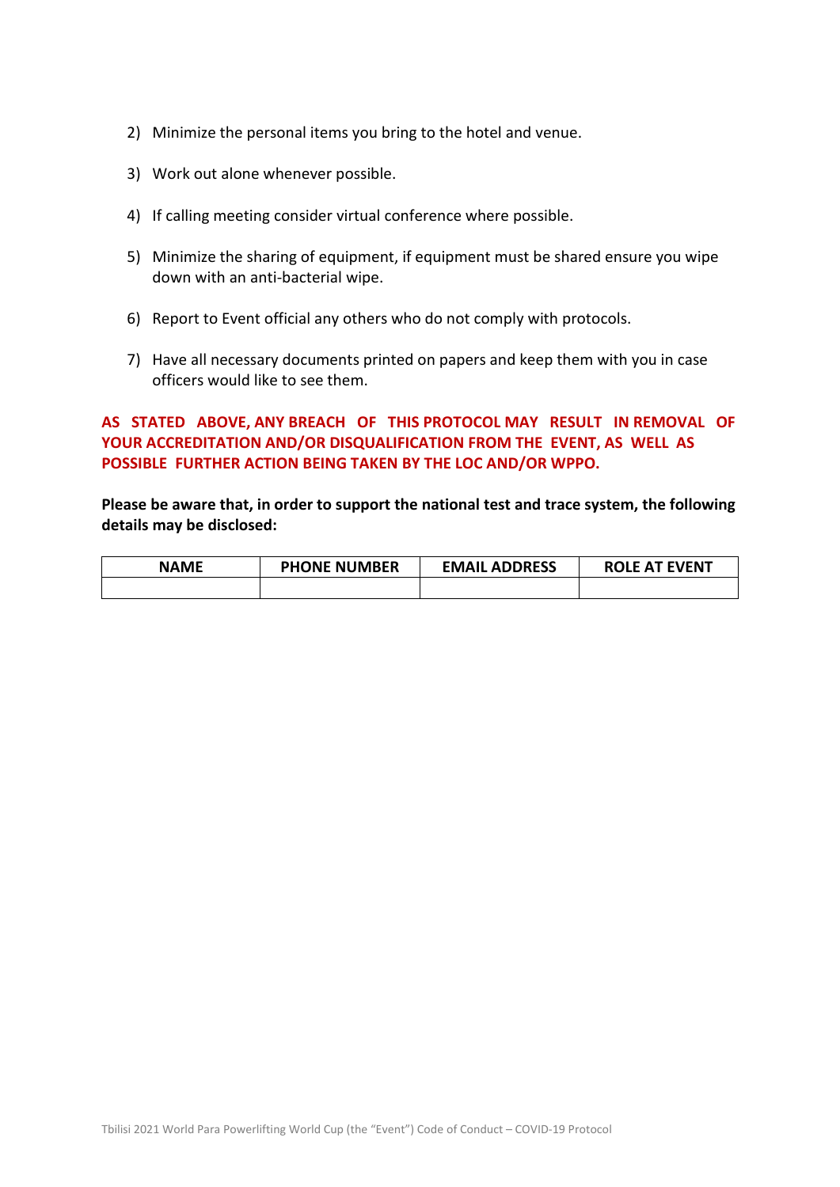2) Minimize the personal items you bring to the hotel and venue.

3) Work out alone whenever possible.

4) If calling meeting consider virtual conference where possible.

5) Minimize the sharing of equipment, if equipment must be shared ensure you wipe down with an anti-bacterial wipe.

6) Report to Event official any others who do not comply with protocols.

7) Have all necessary documents printed on papers and keep them with you in case officers would like to see them.

**AS STATED ABOVE, ANY BREACH OF THIS PROTOCOL MAY RESULT IN REMOVAL OF YOUR ACCREDITATION AND/OR DISQUALIFICATION FROM THE EVENT, AS WELL AS POSSIBLE FURTHER ACTION BEING TAKEN BY THE LOC AND/OR WPPO.**

**Please be aware that, in order to support the national test and trace system, the following details may be disclosed:**

| NAME | PHONE NUMBER | EMAIL ADDRESS | ROLE AT EVENT |
|---|---|---|---|
| | | | |